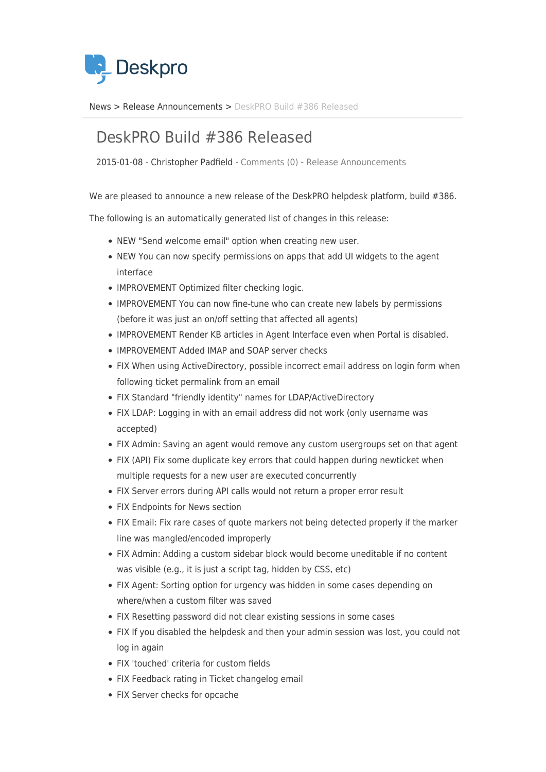Deskpro

News > Release Announcements > DeskPRO Build #386 Released

# DeskPRO Build #386 Released

2015-01-08 - Christopher Padfield - Comments (0) - Release Announcements

We are pleased to announce a new release of the DeskPRO helpdesk platform, build #386.

The following is an automatically generated list of changes in this release:

- NEW "Send welcome email" option when creating new user.
- NEW You can now specify permissions on apps that add UI widgets to the agent interface
- IMPROVEMENT Optimized filter checking logic.
- IMPROVEMENT You can now fine-tune who can create new labels by permissions (before it was just an on/off setting that affected all agents)
- IMPROVEMENT Render KB articles in Agent Interface even when Portal is disabled.
- IMPROVEMENT Added IMAP and SOAP server checks
- FIX When using ActiveDirectory, possible incorrect email address on login form when following ticket permalink from an email
- FIX Standard "friendly identity" names for LDAP/ActiveDirectory
- FIX LDAP: Logging in with an email address did not work (only username was accepted)
- FIX Admin: Saving an agent would remove any custom usergroups set on that agent
- FIX (API) Fix some duplicate key errors that could happen during newticket when multiple requests for a new user are executed concurrently
- FIX Server errors during API calls would not return a proper error result
- FIX Endpoints for News section
- FIX Email: Fix rare cases of quote markers not being detected properly if the marker line was mangled/encoded improperly
- FIX Admin: Adding a custom sidebar block would become uneditable if no content was visible (e.g., it is just a script tag, hidden by CSS, etc)
- FIX Agent: Sorting option for urgency was hidden in some cases depending on where/when a custom filter was saved
- FIX Resetting password did not clear existing sessions in some cases
- FIX If you disabled the helpdesk and then your admin session was lost, you could not log in again
- FIX 'touched' criteria for custom fields
- FIX Feedback rating in Ticket changelog email
- FIX Server checks for opcache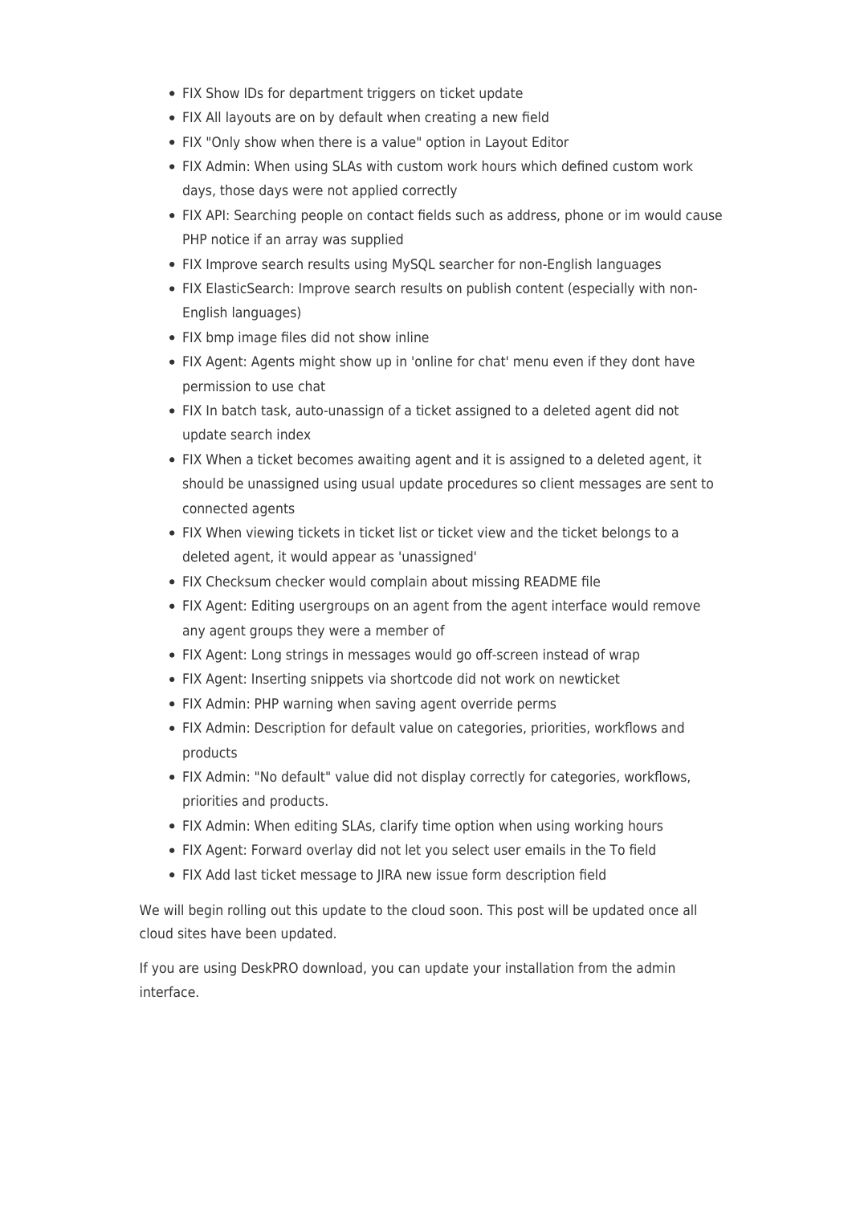- FIX Show IDs for department triggers on ticket update
- FIX All layouts are on by default when creating a new field
- FIX "Only show when there is a value" option in Layout Editor
- FIX Admin: When using SLAs with custom work hours which defined custom work days, those days were not applied correctly
- FIX API: Searching people on contact fields such as address, phone or im would cause PHP notice if an array was supplied
- FIX Improve search results using MySQL searcher for non-English languages
- FIX ElasticSearch: Improve search results on publish content (especially with non-English languages)
- FIX bmp image files did not show inline
- FIX Agent: Agents might show up in 'online for chat' menu even if they dont have permission to use chat
- FIX In batch task, auto-unassign of a ticket assigned to a deleted agent did not update search index
- FIX When a ticket becomes awaiting agent and it is assigned to a deleted agent, it should be unassigned using usual update procedures so client messages are sent to connected agents
- FIX When viewing tickets in ticket list or ticket view and the ticket belongs to a deleted agent, it would appear as 'unassigned'
- FIX Checksum checker would complain about missing README file
- FIX Agent: Editing usergroups on an agent from the agent interface would remove any agent groups they were a member of
- FIX Agent: Long strings in messages would go off-screen instead of wrap
- FIX Agent: Inserting snippets via shortcode did not work on newticket
- FIX Admin: PHP warning when saving agent override perms
- FIX Admin: Description for default value on categories, priorities, workflows and products
- FIX Admin: "No default" value did not display correctly for categories, workflows, priorities and products.
- FIX Admin: When editing SLAs, clarify time option when using working hours
- FIX Agent: Forward overlay did not let you select user emails in the To field
- FIX Add last ticket message to JIRA new issue form description field

We will begin rolling out this update to the cloud soon. This post will be updated once all cloud sites have been updated.

If you are using DeskPRO download, you can update your installation from the admin interface.